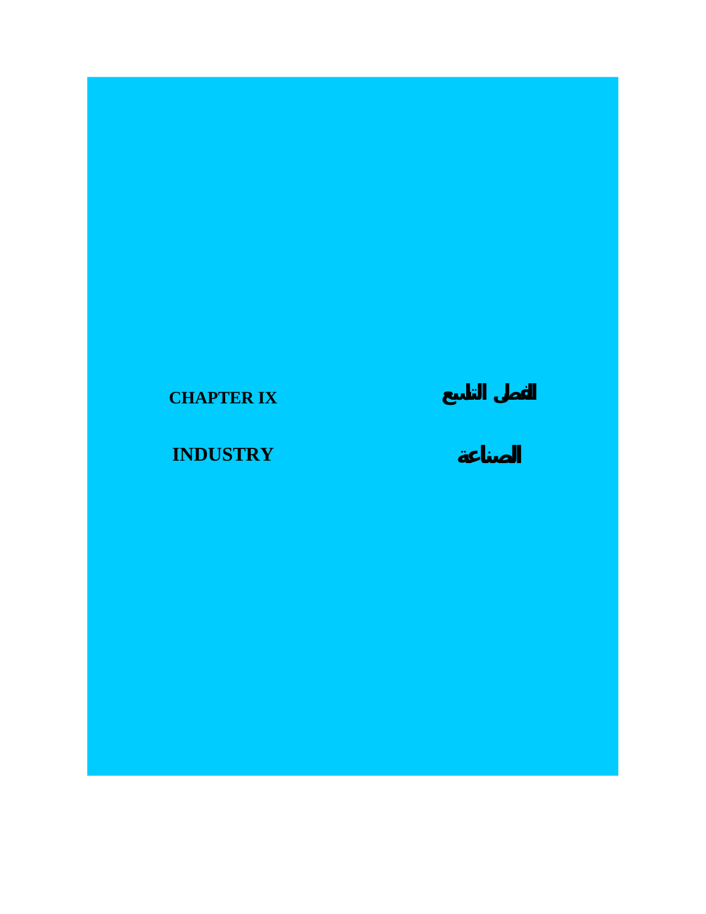# CHAPTER IX

# الفصل التاسع

## INDUSTRY

## الصناعة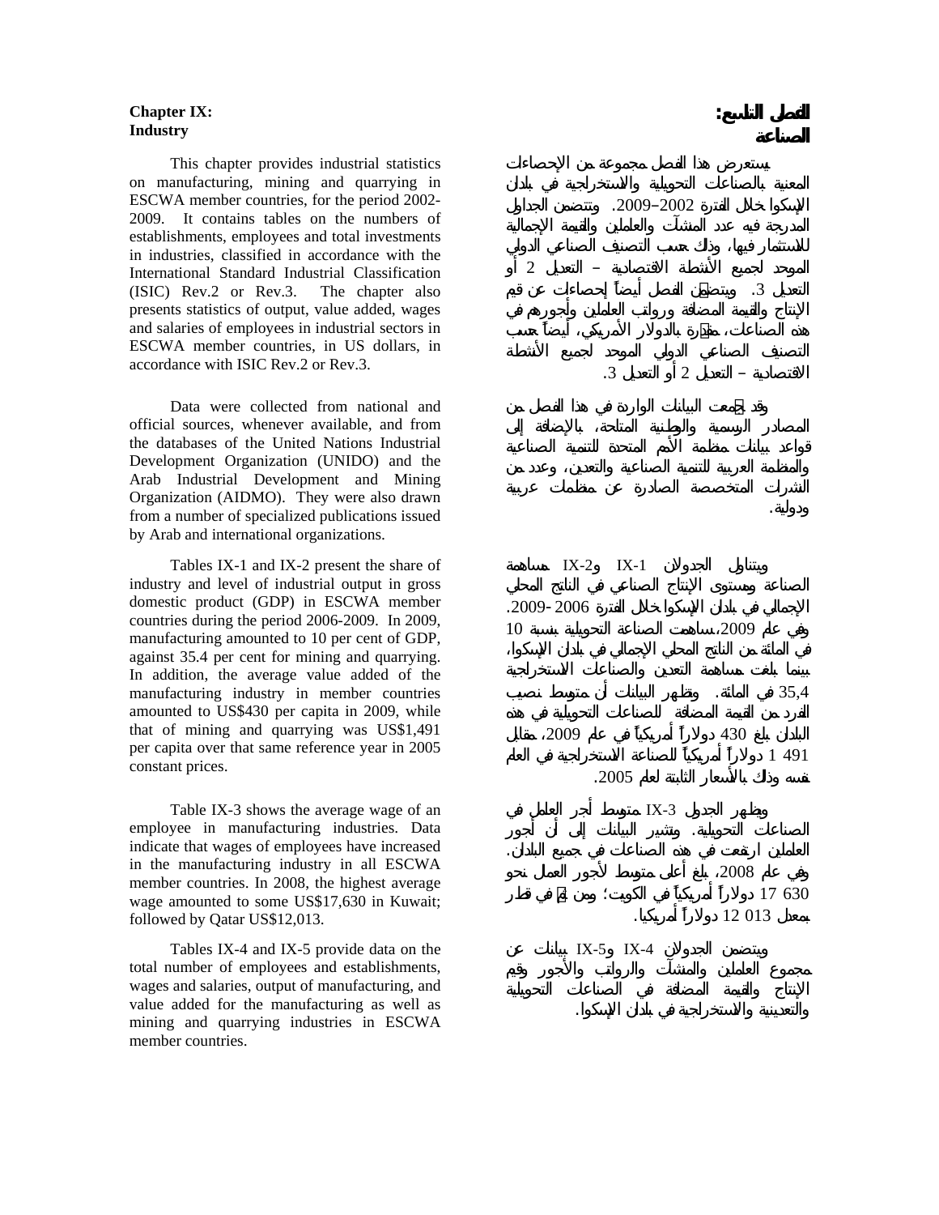# Chapter IX: Industry

This chapter provides industrial statistics on manufacturing, mining and quarrying in ESCWA member countries, for the period 2002-2009. It contains tables on the numbers of establishments, employees and total investments in industries, classified in accordance with the International Standard Industrial Classification (ISIC) Rev.2 or Rev.3. The chapter also presents statistics of output, value added, wages and salaries of employees in industrial sectors in ESCWA member countries, in US dollars, in accordance with ISIC Rev.2 or Rev.3.

Data were collected from national and official sources, whenever available, and from the databases of the United Nations Industrial Development Organization (UNIDO) and the Arab Industrial Development and Mining Organization (AIDMO). They were also drawn from a number of specialized publications issued by Arab and international organizations.

Tables IX-1 and IX-2 present the share of industry and level of industrial output in gross domestic product (GDP) in ESCWA member countries during the period 2006-2009. In 2009, manufacturing amounted to 10 per cent of GDP, against 35.4 per cent for mining and quarrying. In addition, the average value added of the manufacturing industry in member countries amounted to US$430 per capita in 2009, while that of mining and quarrying was US$1,491 per capita over that same reference year in 2005 constant prices.

Table IX-3 shows the average wage of an employee in manufacturing industries. Data indicate that wages of employees have increased in the manufacturing industry in all ESCWA member countries. In 2008, the highest average wage amounted to some US$17,630 in Kuwait; followed by Qatar US$12,013.

Tables IX-4 and IX-5 provide data on the total number of employees and establishments, wages and salaries, output of manufacturing, and value added for the manufacturing as well as mining and quarrying industries in ESCWA member countries.

# الفصل التاسع: الصناعة

يستعرض هذا الفصل مجموعة من الإحصاءات المعنية بالصناعات التحويلية والاستخراجية في بلدان الإسكوا خلال الفترة 2002–2009. وتتضمن الجداول المدرجة فيه عدد المنشآت والعاملين والقيمة الإجمالية للاستثمار فيها، وذلك حسب التصنيف الصناعي الدولي الموحد لجميع الأنشطة الاقتصادية – التعديل 2 أو التعديل 3. ويتضمّن الفصل أيضاً إحصاءات عن قيم الإنتاج والقيمة المضافة ورواتب العاملين وأجورهم في هذه الصناعات، مقدّرة بالدولار الأمريكي، أيضاً حسب التصنيف الصناعي الدولي الموحد لجميع الأنشطة الاقتصادية – التعديل 2 أو التعديل 3.

وقد جُمعت البيانات الواردة في هذا الفصل من المصادر الرسمية والوطنية المتاحة، بالإضافة إلى قواعد بيانات منظمة الأمم المتحدة للتنمية الصناعية والمنظمة العربية للتنمية الصناعية والتعدين، وعدد من النشرات المتخصصة الصادرة عن منظمات عربية ودولية.

ويتناول الجدولان IX-1 وIX-2 مساهمة الصناعة ومستوى الإنتاج الصناعي في الناتج المحلي الإجمالي في بلدان الإسكوا خلال الفترة 2006 -2009. وفي عام 2009، ساهمت الصناعة التحويلية بنسبة 10 في المائة من الناتج المحلي الإجمالي في بلدان الإسكوا، بينما بلغت مساهمة التعدين والصناعات الاستخراجية 35,4 في المائة. وتظهر البيانات أن متوسط نصيب الفرد من القيمة المضافة للصناعات التحويلية في هذه البلدان بلغ 430 دولاراً أمريكياً في عام 2009، مقابل 491 1 دولاراً أمريكياً للصناعة الاستخراجية في العام نفسه وذلك بالأسعار الثابتة لعام 2005.

ويظهر الجدول IX-3 متوسط أجر العامل في الصناعات التحويلية. وتشير البيانات إلى أن أجور العاملين ارتفعت في هذه الصناعات في جميع البلدان. وفي عام 2008، بلغ أعلى متوسط لأجور العمل نحو 630 17 دولاراً أمريكياً في الكويت؛ ومن ثمّ في قطر بمعدل 013 12 دولاراً أمريكيا.

ويتضمن الجدولان IX-4 وIX-5 بيانات عن مجموع العاملين والمنشآت والرواتب والأجور وقيم الإنتاج والقيمة المضافة في الصناعات التحويلية والتعدينية والاستخراجية في بلدان الإسكوا.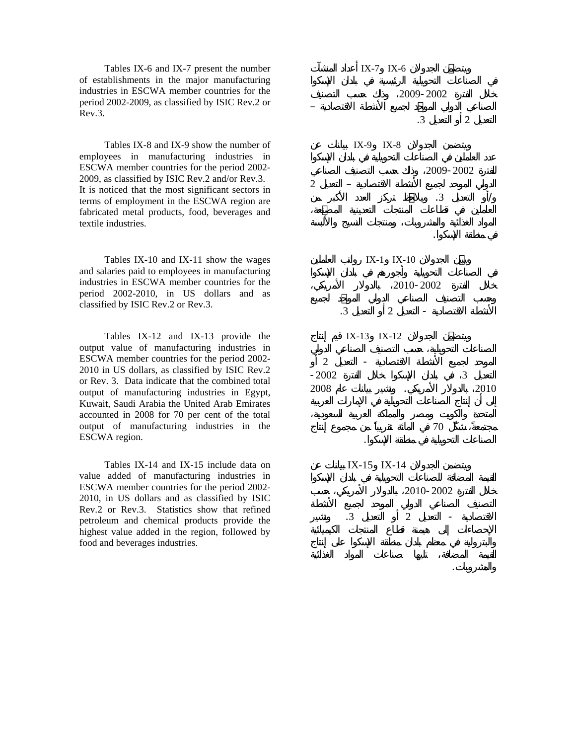Tables IX-6 and IX-7 present the number of establishments in the major manufacturing industries in ESCWA member countries for the period 2002-2009, as classified by ISIC Rev.2 or Rev.3.

ويتضمن الجدولان IX-6 وIX-7 أعداد المنشآت في الصناعات التحويلية الرئيسية في بلدان الإسكوا خلال الفترة 2002-2009، وذلك حسب التصنيف الصناعي الدولي الموحد لجميع الأنشطة الاقتصادية – التعديل 2 أو التعديل 3.

Tables IX-8 and IX-9 show the number of employees in manufacturing industries in ESCWA member countries for the period 2002-2009, as classified by ISIC Rev.2 and/or Rev.3. It is noticed that the most significant sectors in terms of employment in the ESCWA region are fabricated metal products, food, beverages and textile industries.

ويتضمن الجدولان IX-8 وIX-9 بيانات عن عدد العاملين في الصناعات التحويلية في بلدان الإسكوا للفترة 2002-2009، وذلك حسب التصنيف الصناعي الدولي الموحد لجميع الأنشطة الاقتصادية – التعديل 2 و/أو التعديل 3. ويلاحظ تركز العدد الأكبر من العاملين في قطاعات المنتجات التعدينية المصنّعة، المواد الغذائية والمشروبات، ومنتجات النسيج والألبسة في منطقة الإسكوا.

Tables IX-10 and IX-11 show the wages and salaries paid to employees in manufacturing industries in ESCWA member countries for the period 2002-2010, in US dollars and as classified by ISIC Rev.2 or Rev.3.

ويبيّن الجدولان IX-10 وIX-1 رواتب العاملين في الصناعات التحويلية وأجورهم في بلدان الإسكوا خلال الفترة 2002-2010، بالدولار الأمريكي، وحسب التصنيف الصناعي الدولي الموحّد لجميع الأنشطة الاقتصادية - التعديل 2 أو التعديل 3.

Tables IX-12 and IX-13 provide the output value of manufacturing industries in ESCWA member countries for the period 2002-2010 in US dollars, as classified by ISIC Rev.2 or Rev. 3. Data indicate that the combined total output of manufacturing industries in Egypt, Kuwait, Saudi Arabia the United Arab Emirates accounted in 2008 for 70 per cent of the total output of manufacturing industries in the ESCWA region.

ويتضمن الجدولان IX-12 وIX-13 قيم إنتاج الصناعات التحويلية، حسب التصنيف الصناعي الدولي الموحد لجميع الأنشطة الاقتصادية - التعديل 2 أو التعديل 3، في بلدان الإسكوا خلال الفترة 2002-2010، بالدولار الأمريكي. وتشير بيانات عام 2008 إلى أن إنتاج الصناعات التحويلية في الإمارات العربية المتحدة والكويت ومصر والمملكة العربية السعودية، مجتمعةً، يشكّل 70 في المائة تقريباً من مجموع إنتاج الصناعات التحويلية في منطقة الإسكوا.

Tables IX-14 and IX-15 include data on value added of manufacturing industries in ESCWA member countries for the period 2002-2010, in US dollars and as classified by ISIC Rev.2 or Rev.3. Statistics show that refined petroleum and chemical products provide the highest value added in the region, followed by food and beverages industries.

ويتضمن الجدولان IX-14 وIX-15 بيانات عن القيمة المضافة للصناعات التحويلية في بلدان الإسكوا خلال الفترة 2002-2010، بالدولار الأمريكي، حسب التصنيف الصناعي الدولي الموحد لجميع الأنشطة الاقتصادية - التعديل 2 أو التعديل 3. وتشير الإحصاءات إلى هيمنة قطاع المنتجات الكيميائية والبترولية في معظم بلدان منطقة الإسكوا على إنتاج القيمة المضافة، تليها صناعات المواد الغذائية والمشروبات.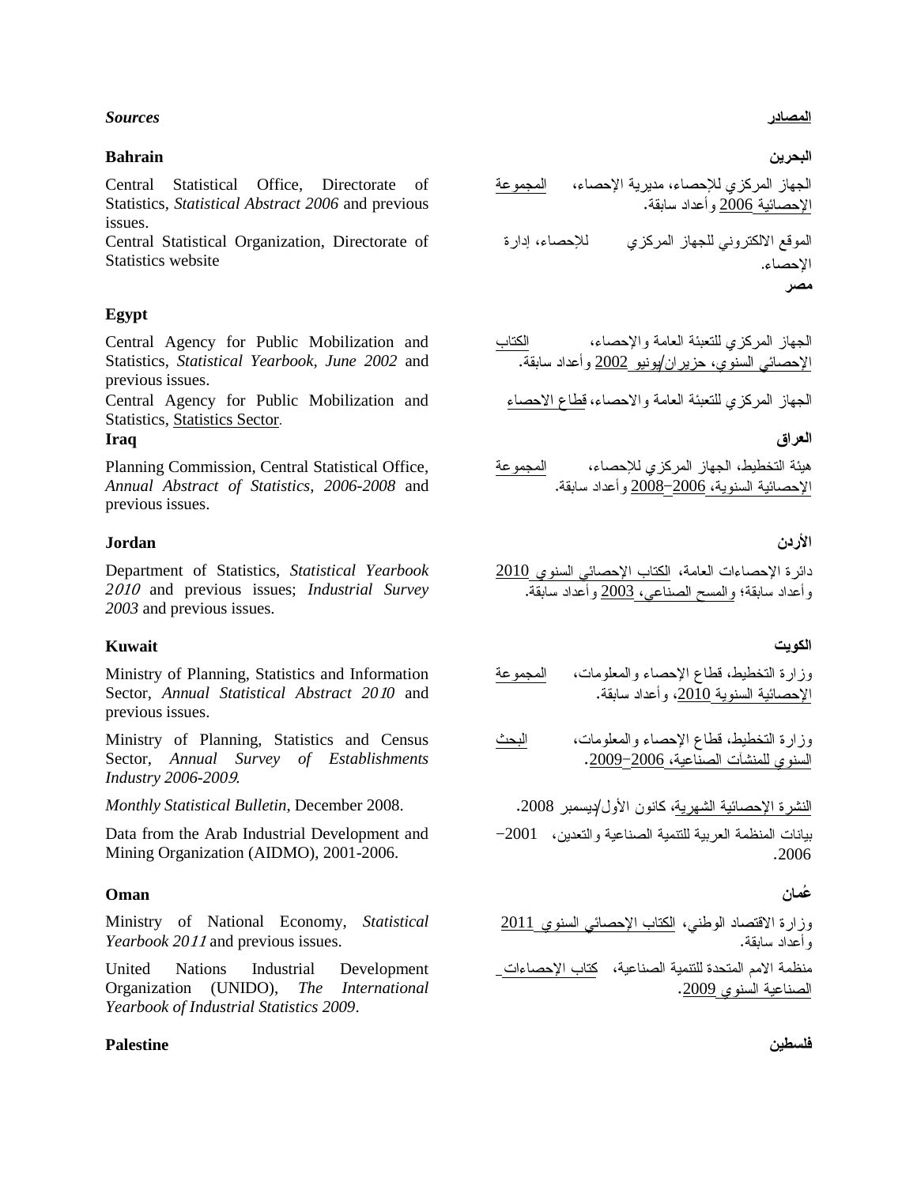***Sources***

**المصادر**

**Bahrain**

**البحرين**

Central Statistical Office, Directorate of Statistics, *Statistical Abstract 2006* and previous issues.

Central Statistical Organization, Directorate of Statistics website

الجهاز المركزي للإحصاء، مديرية الإحصاء، المجموعة الإحصائية 2006 وأعداد سابقة.

الموقع الالكتروني للجهاز المركزي للإحصاء، إدارة الإحصاء.

**Egypt**

**مصر**

Central Agency for Public Mobilization and Statistics, *Statistical Yearbook, June 2002* and previous issues.

Central Agency for Public Mobilization and Statistics, Statistics Sector.

الجهاز المركزي للتعبئة العامة والإحصاء، الكتاب الإحصائي السنوي، حزيران/يونيو 2002 وأعداد سابقة.

الجهاز المركزي للتعبئة العامة والاحصاء، قطاع الاحصاء

**Iraq**

**العراق**

Planning Commission, Central Statistical Office, *Annual Abstract of Statistics, 2006-2008* and previous issues.

هيئة التخطيط، الجهاز المركزي للإحصاء، المجموعة الإحصائية السنوية، 2006–2008 وأعداد سابقة.

**Jordan**

**الأردن**

Department of Statistics, *Statistical Yearbook 2010* and previous issues; *Industrial Survey 2003* and previous issues.

دائرة الإحصاءات العامة، الكتاب الإحصائي السنوي 2010 وأعداد سابقة؛ والمسح الصناعي، 2003 وأعداد سابقة.

**Kuwait**

**الكويت**

Ministry of Planning, Statistics and Information Sector, *Annual Statistical Abstract 2010* and previous issues.

وزارة التخطيط، قطاع الإحصاء والمعلومات، المجموعة الإحصائية السنوية 2010، وأعداد سابقة.

Ministry of Planning, Statistics and Census Sector, *Annual Survey of Establishments Industry 2006-2009*.

وزارة التخطيط، قطاع الإحصاء والمعلومات، البحث السنوي للمنشآت الصناعية، 2006–2009.

*Monthly Statistical Bulletin*, December 2008.

النشرة الإحصائية الشهرية، كانون الأول/ديسمبر 2008.

Data from the Arab Industrial Development and Mining Organization (AIDMO), 2001-2006.

بيانات المنظمة العربية للتنمية الصناعية والتعدين، 2001–2006.

**Oman**

**عُمان**

Ministry of National Economy, *Statistical Yearbook 2011* and previous issues.

وزارة الاقتصاد الوطني، الكتاب الإحصائي السنوي 2011 وأعداد سابقة.

United Nations Industrial Development Organization (UNIDO), *The International Yearbook of Industrial Statistics 2009*.

منظمة الامم المتحدة للتنمية الصناعية، كتاب الإحصاءات الصناعية السنوي 2009.

**Palestine**

**فلسطين**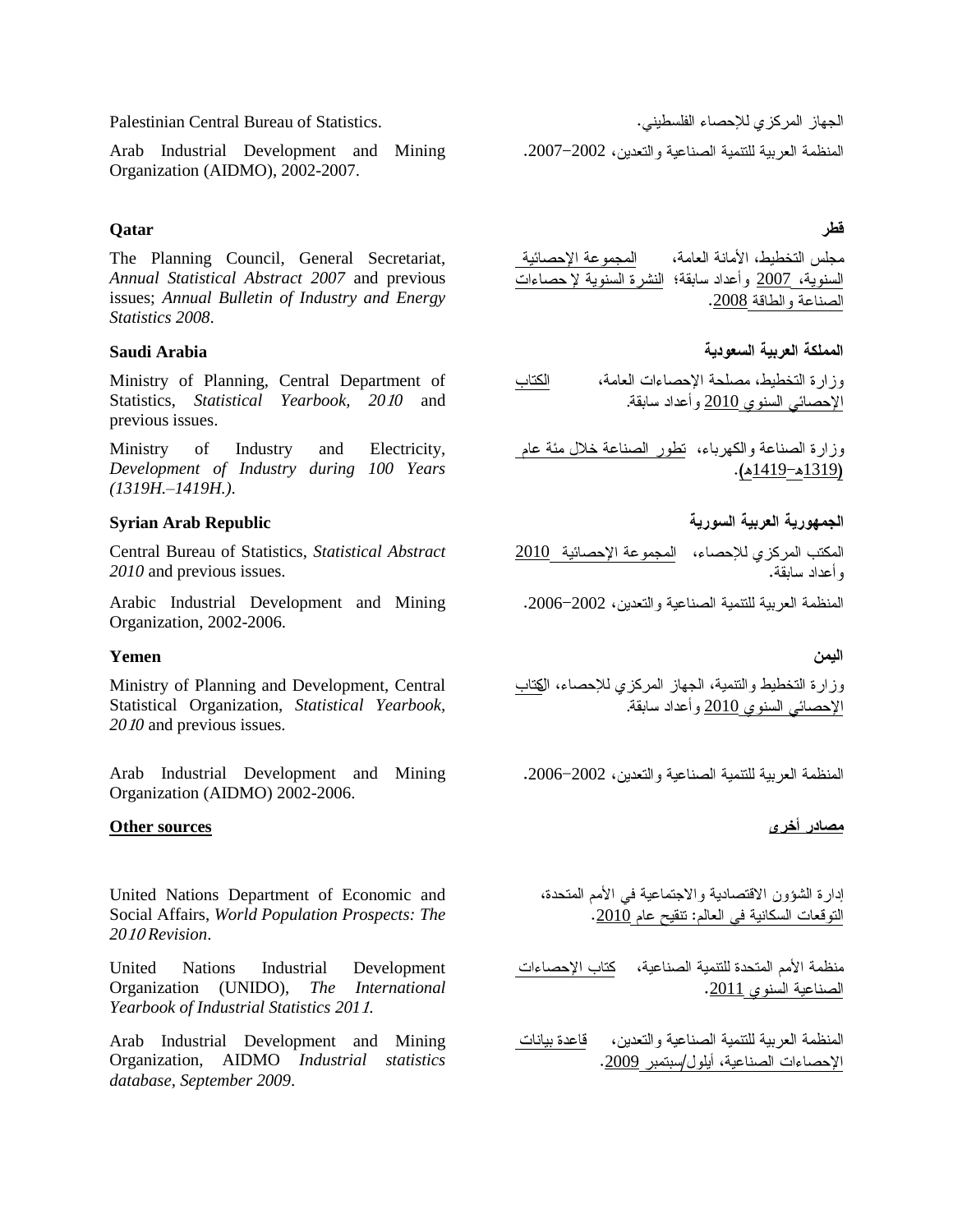Palestinian Central Bureau of Statistics.

الجهاز المركزي للإحصاء الفلسطيني.

Arab Industrial Development and Mining Organization (AIDMO), 2002-2007.

المنظمة العربية للتنمية الصناعية والتعدين، 2002−2007.

**Qatar**

**قطر**

The Planning Council, General Secretariat, *Annual Statistical Abstract 2007* and previous issues; *Annual Bulletin of Industry and Energy Statistics 2008*.

مجلس التخطيط، الأمانة العامة، المجموعة الإحصائية السنوية، 2007 وأعداد سابقة؛ النشرة السنوية لإحصاءات الصناعة والطاقة 2008.

**Saudi Arabia**

**المملكة العربية السعودية**

Ministry of Planning, Central Department of Statistics, *Statistical Yearbook, 2010* and previous issues.

وزارة التخطيط، مصلحة الإحصاءات العامة، الكتاب الإحصائي السنوي 2010 وأعداد سابقة.

Ministry of Industry and Electricity, *Development of Industry during 100 Years (1319H.–1419H.)*.

وزارة الصناعة والكهرباء، تطور الصناعة خلال مئة عام (1319هـ−1419هـ).

**Syrian Arab Republic**

**الجمهورية العربية السورية**

Central Bureau of Statistics, *Statistical Abstract 2010* and previous issues.

المكتب المركزي للإحصاء، المجموعة الإحصائية 2010 وأعداد سابقة.

Arabic Industrial Development and Mining Organization, 2002-2006.

المنظمة العربية للتنمية الصناعية والتعدين، 2002−2006.

**Yemen**

**اليمن**

Ministry of Planning and Development, Central Statistical Organization, *Statistical Yearbook, 2010* and previous issues.

وزارة التخطيط والتنمية، الجهاز المركزي للإحصاء، الكتاب الإحصائي السنوي 2010 وأعداد سابقة.

Arab Industrial Development and Mining Organization (AIDMO) 2002-2006.

المنظمة العربية للتنمية الصناعية والتعدين، 2002−2006.

**Other sources**

**مصادر أخرى**

United Nations Department of Economic and Social Affairs, *World Population Prospects: The 2010 Revision*.

إدارة الشؤون الاقتصادية والاجتماعية في الأمم المتحدة، التوقعات السكانية في العالم: تنقيح عام 2010.

United Nations Industrial Development Organization (UNIDO), *The International Yearbook of Industrial Statistics 2011.*

منظمة الأمم المتحدة للتنمية الصناعية، كتاب الإحصاءات الصناعية السنوي 2011.

Arab Industrial Development and Mining Organization, AIDMO *Industrial statistics database, September 2009*.

المنظمة العربية للتنمية الصناعية والتعدين، قاعدة بيانات الإحصاءات الصناعية، أيلول/سبتمبر 2009.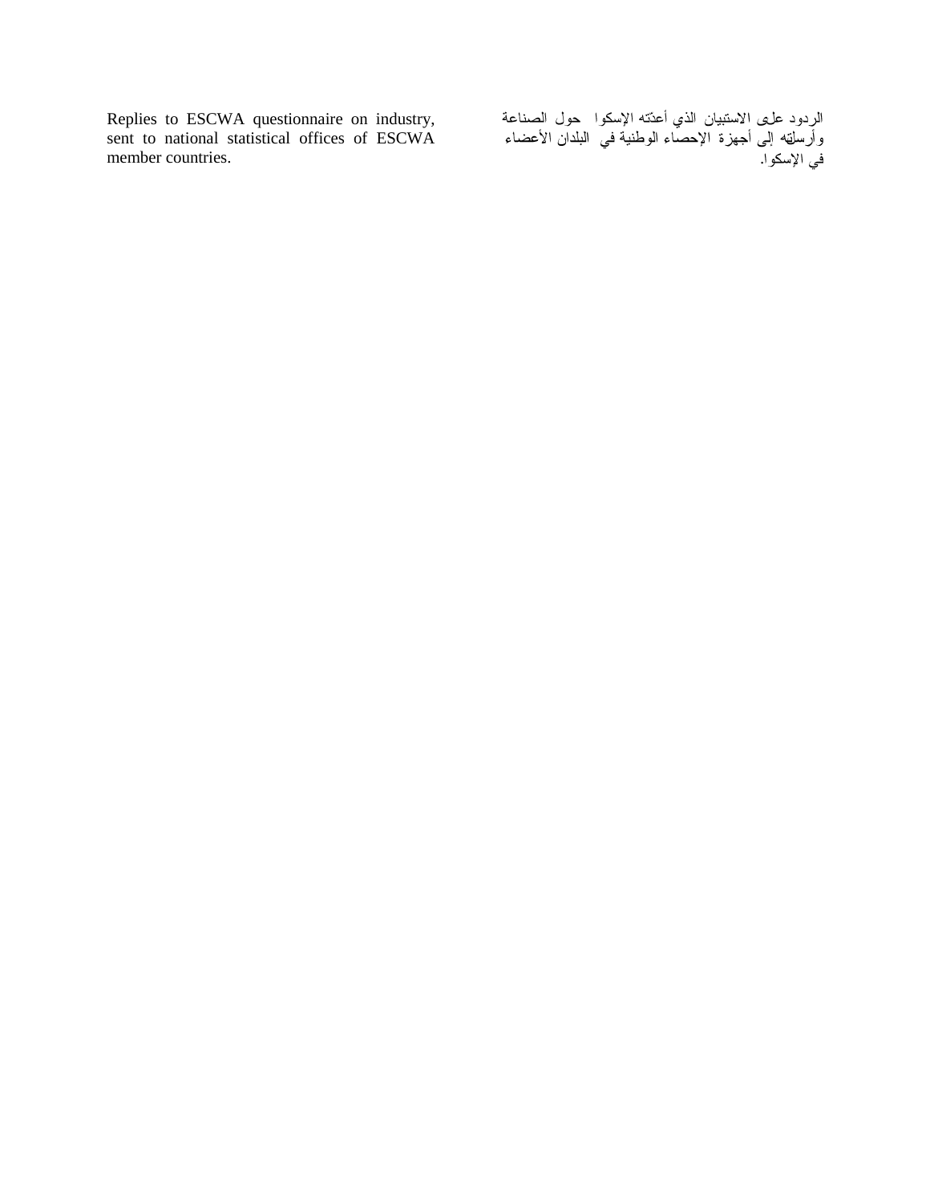Replies to ESCWA questionnaire on industry, sent to national statistical offices of ESCWA member countries.

الردود على الاستبيان الذي أعدته الإسكوا حول الصناعة وأرسلته إلى أجهزة الإحصاء الوطنية في البلدان الأعضاء في الإسكوا.